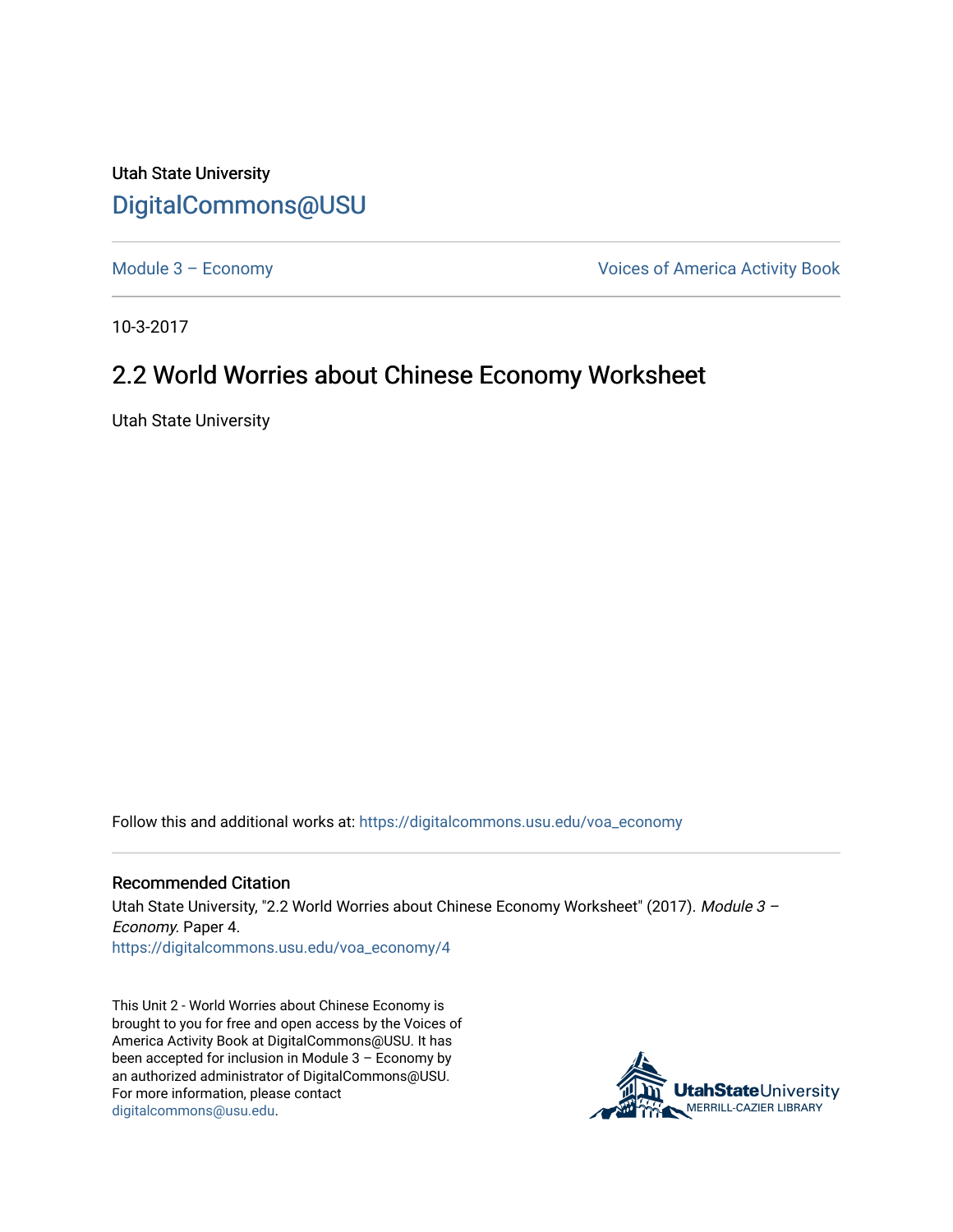Utah State University

# DigitalCommons@USU

Module 3 – Economy

Voices of America Activity Book

10-3-2017

## 2.2 World Worries about Chinese Economy Worksheet

Utah State University

Follow this and additional works at: https://digitalcommons.usu.edu/voa_economy

### Recommended Citation

Utah State University, "2.2 World Worries about Chinese Economy Worksheet" (2017). *Module 3 – Economy.* Paper 4.
https://digitalcommons.usu.edu/voa_economy/4

This Unit 2 - World Worries about Chinese Economy is brought to you for free and open access by the Voices of America Activity Book at DigitalCommons@USU. It has been accepted for inclusion in Module 3 – Economy by an authorized administrator of DigitalCommons@USU. For more information, please contact digitalcommons@usu.edu.

UtahStateUniversity MERRILL-CAZIER LIBRARY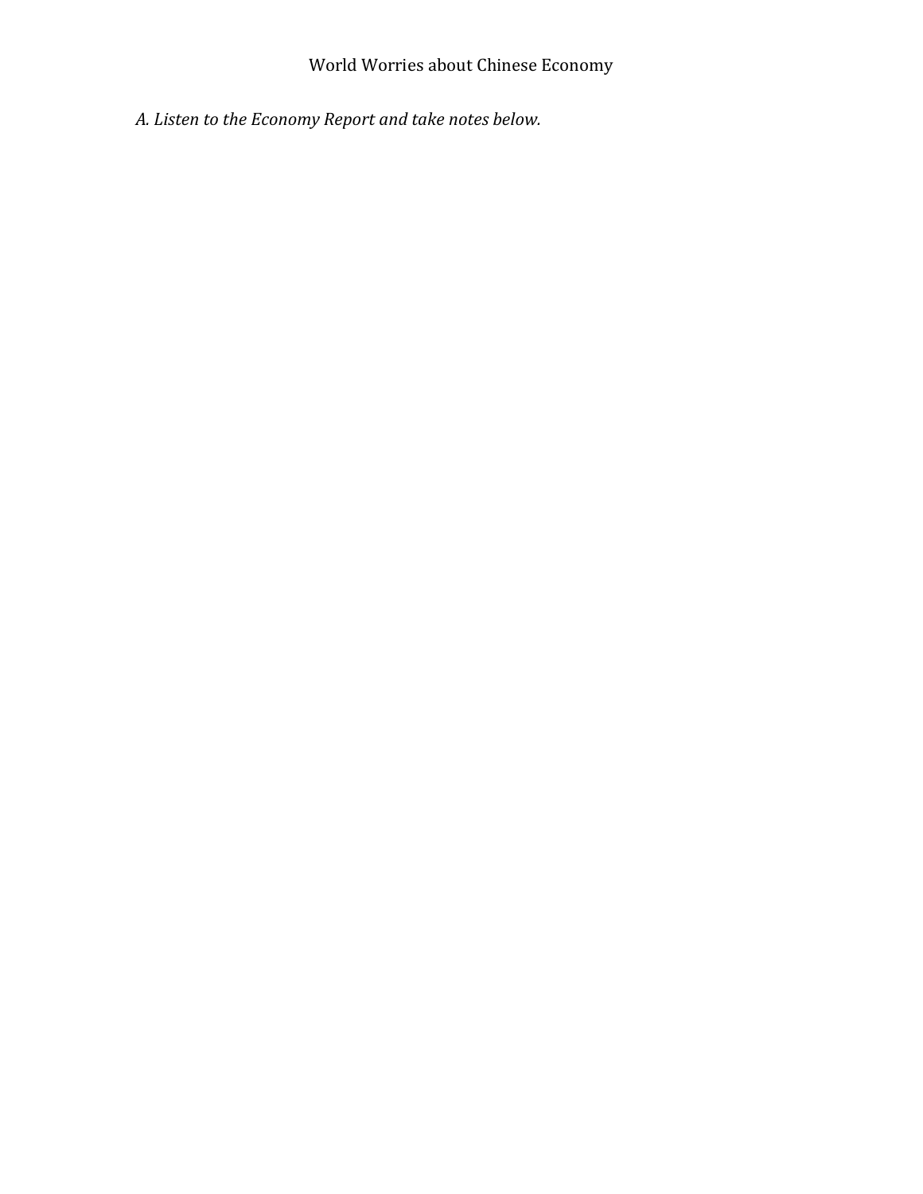World Worries about Chinese Economy

*A. Listen to the Economy Report and take notes below.*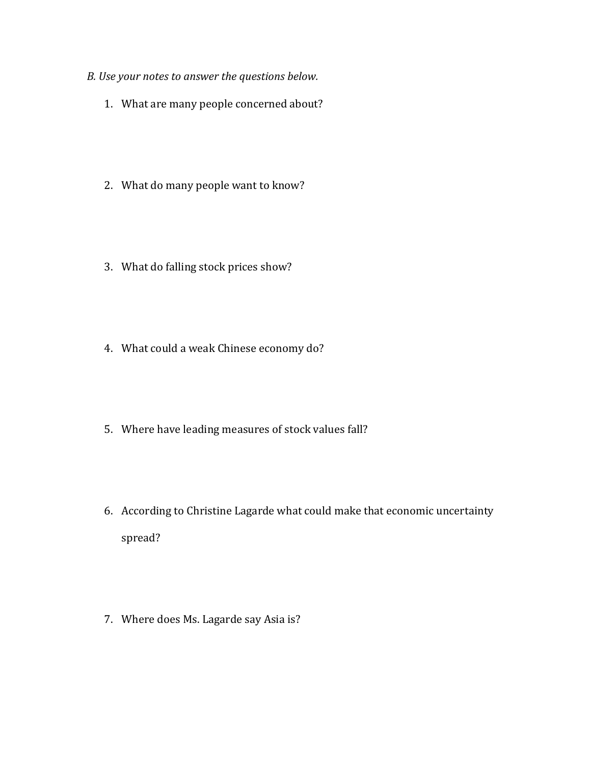*B. Use your notes to answer the questions below.*

1. What are many people concerned about?

2. What do many people want to know?

3. What do falling stock prices show?

4. What could a weak Chinese economy do?

5. Where have leading measures of stock values fall?

6. According to Christine Lagarde what could make that economic uncertainty spread?

7. Where does Ms. Lagarde say Asia is?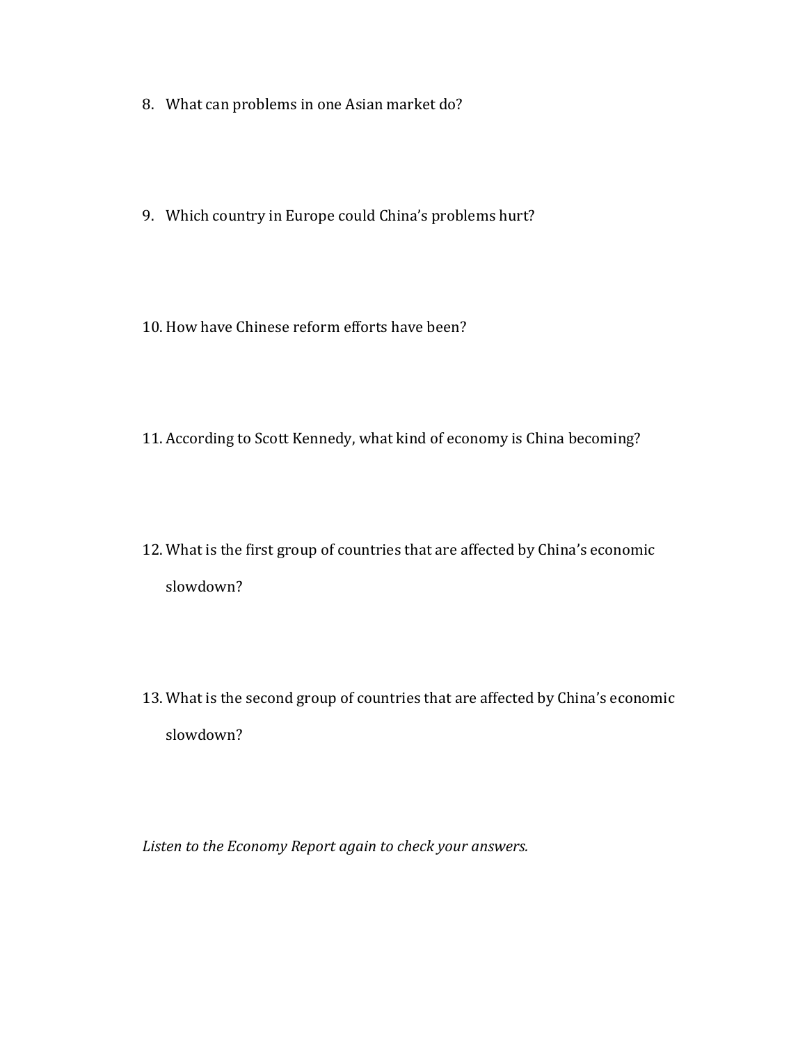8. What can problems in one Asian market do?

9. Which country in Europe could China's problems hurt?

10. How have Chinese reform efforts have been?

11. According to Scott Kennedy, what kind of economy is China becoming?

12. What is the first group of countries that are affected by China's economic slowdown?

13. What is the second group of countries that are affected by China's economic slowdown?

*Listen to the Economy Report again to check your answers.*